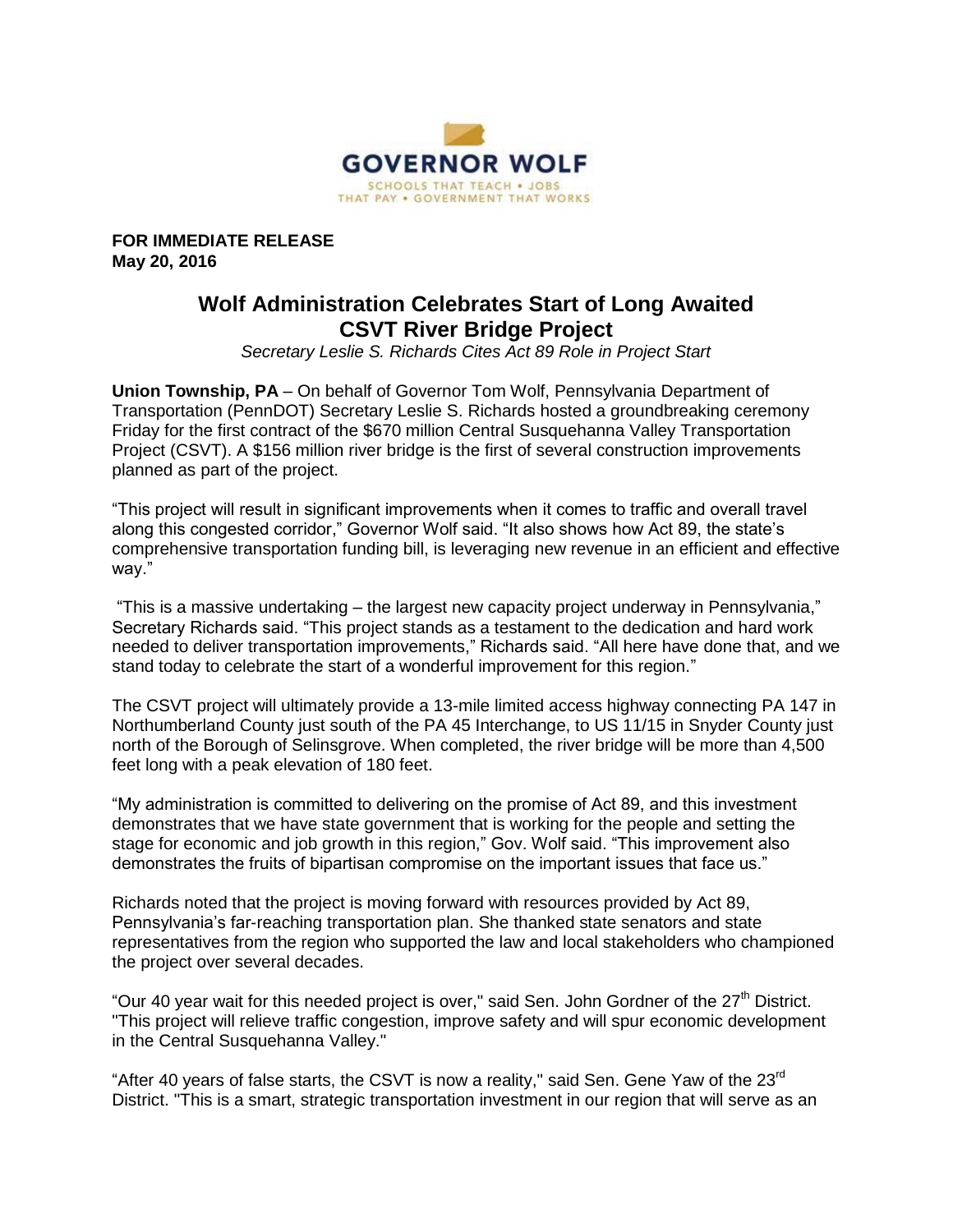GOVERNOR WOLF

SCHOOLS THAT TEACH • JOBS THAT PAY • GOVERNMENT THAT WORKS

**FOR IMMEDIATE RELEASE**
**May 20, 2016**

# Wolf Administration Celebrates Start of Long Awaited CSVT River Bridge Project

*Secretary Leslie S. Richards Cites Act 89 Role in Project Start*

**Union Township, PA** – On behalf of Governor Tom Wolf, Pennsylvania Department of Transportation (PennDOT) Secretary Leslie S. Richards hosted a groundbreaking ceremony Friday for the first contract of the $670 million Central Susquehanna Valley Transportation Project (CSVT). A $156 million river bridge is the first of several construction improvements planned as part of the project.

"This project will result in significant improvements when it comes to traffic and overall travel along this congested corridor," Governor Wolf said. "It also shows how Act 89, the state's comprehensive transportation funding bill, is leveraging new revenue in an efficient and effective way."

"This is a massive undertaking – the largest new capacity project underway in Pennsylvania," Secretary Richards said. "This project stands as a testament to the dedication and hard work needed to deliver transportation improvements," Richards said. "All here have done that, and we stand today to celebrate the start of a wonderful improvement for this region."

The CSVT project will ultimately provide a 13-mile limited access highway connecting PA 147 in Northumberland County just south of the PA 45 Interchange, to US 11/15 in Snyder County just north of the Borough of Selinsgrove. When completed, the river bridge will be more than 4,500 feet long with a peak elevation of 180 feet.

"My administration is committed to delivering on the promise of Act 89, and this investment demonstrates that we have state government that is working for the people and setting the stage for economic and job growth in this region," Gov. Wolf said. "This improvement also demonstrates the fruits of bipartisan compromise on the important issues that face us."

Richards noted that the project is moving forward with resources provided by Act 89, Pennsylvania's far-reaching transportation plan. She thanked state senators and state representatives from the region who supported the law and local stakeholders who championed the project over several decades.

"Our 40 year wait for this needed project is over," said Sen. John Gordner of the 27th District. "This project will relieve traffic congestion, improve safety and will spur economic development in the Central Susquehanna Valley."

"After 40 years of false starts, the CSVT is now a reality," said Sen. Gene Yaw of the 23rd District. "This is a smart, strategic transportation investment in our region that will serve as an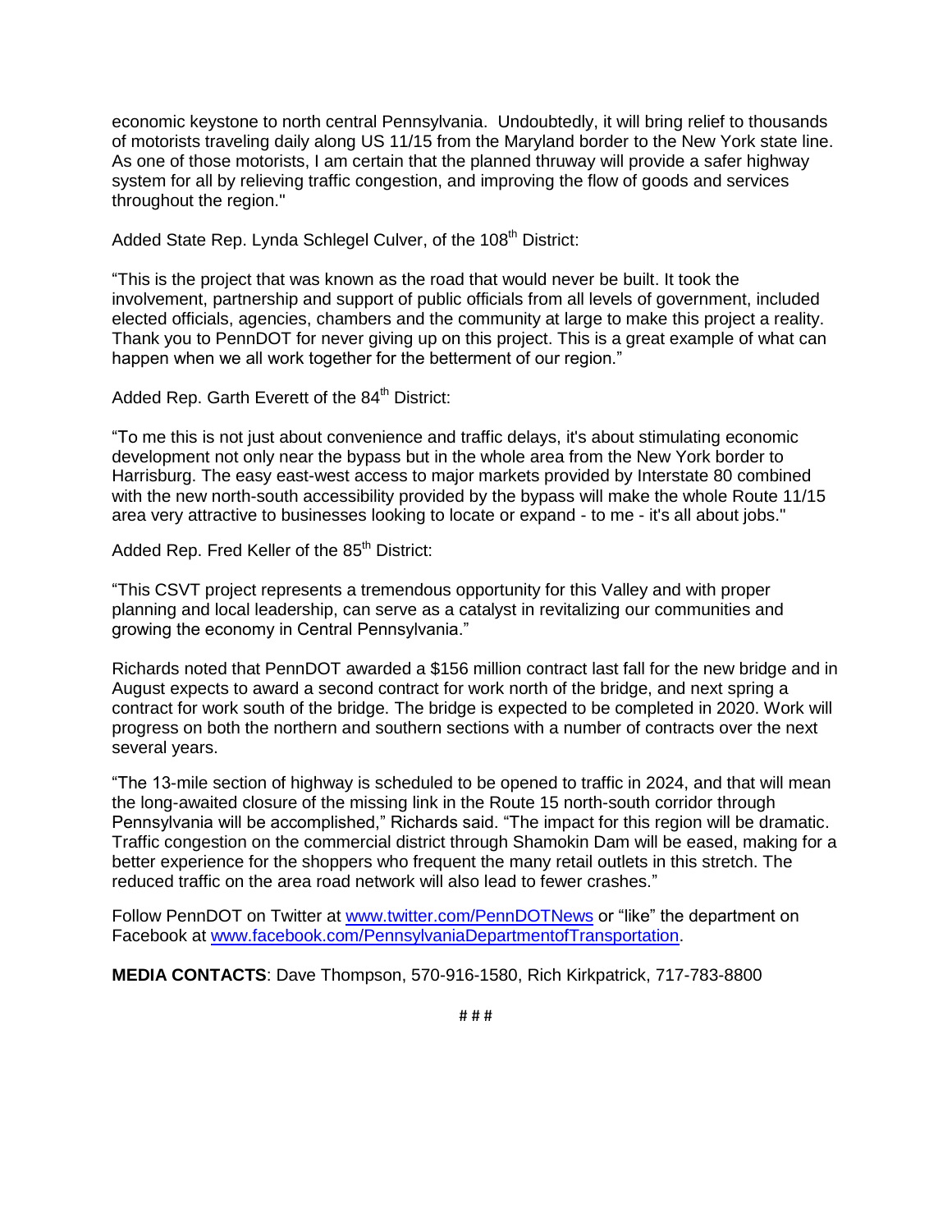economic keystone to north central Pennsylvania. Undoubtedly, it will bring relief to thousands of motorists traveling daily along US 11/15 from the Maryland border to the New York state line. As one of those motorists, I am certain that the planned thruway will provide a safer highway system for all by relieving traffic congestion, and improving the flow of goods and services throughout the region."

Added State Rep. Lynda Schlegel Culver, of the 108th District:

"This is the project that was known as the road that would never be built. It took the involvement, partnership and support of public officials from all levels of government, included elected officials, agencies, chambers and the community at large to make this project a reality. Thank you to PennDOT for never giving up on this project. This is a great example of what can happen when we all work together for the betterment of our region."

Added Rep. Garth Everett of the 84th District:

"To me this is not just about convenience and traffic delays, it's about stimulating economic development not only near the bypass but in the whole area from the New York border to Harrisburg. The easy east-west access to major markets provided by Interstate 80 combined with the new north-south accessibility provided by the bypass will make the whole Route 11/15 area very attractive to businesses looking to locate or expand - to me - it's all about jobs."

Added Rep. Fred Keller of the 85th District:

"This CSVT project represents a tremendous opportunity for this Valley and with proper planning and local leadership, can serve as a catalyst in revitalizing our communities and growing the economy in Central Pennsylvania."

Richards noted that PennDOT awarded a $156 million contract last fall for the new bridge and in August expects to award a second contract for work north of the bridge, and next spring a contract for work south of the bridge. The bridge is expected to be completed in 2020. Work will progress on both the northern and southern sections with a number of contracts over the next several years.

"The 13-mile section of highway is scheduled to be opened to traffic in 2024, and that will mean the long-awaited closure of the missing link in the Route 15 north-south corridor through Pennsylvania will be accomplished," Richards said. "The impact for this region will be dramatic. Traffic congestion on the commercial district through Shamokin Dam will be eased, making for a better experience for the shoppers who frequent the many retail outlets in this stretch. The reduced traffic on the area road network will also lead to fewer crashes."

Follow PennDOT on Twitter at www.twitter.com/PennDOTNews or "like" the department on Facebook at www.facebook.com/PennsylvaniaDepartmentofTransportation.

**MEDIA CONTACTS**: Dave Thompson, 570-916-1580, Rich Kirkpatrick, 717-783-8800

# # #